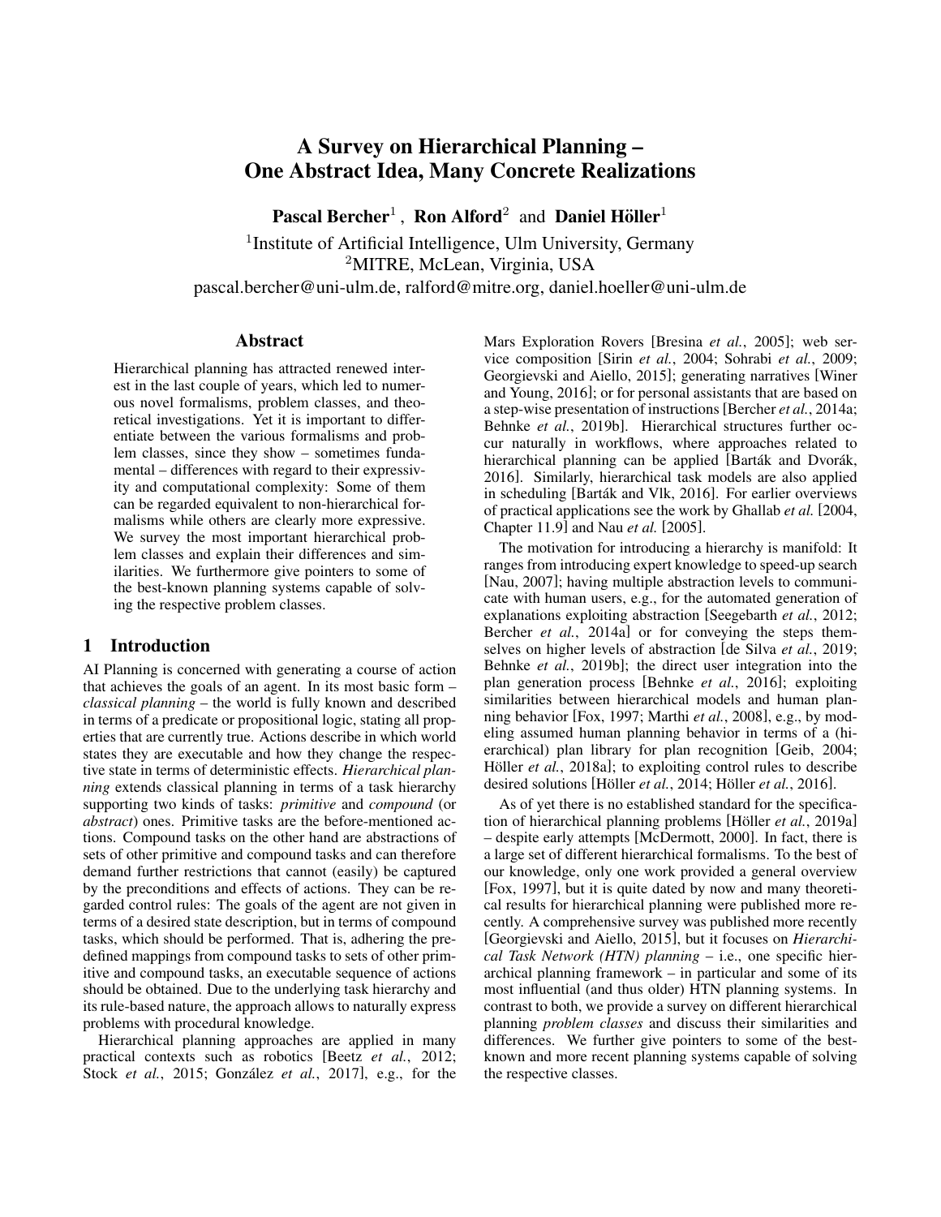# A Survey on Hierarchical Planning – One Abstract Idea, Many Concrete Realizations

**Pascal Bercher**[1] , **Ron Alford**[2] and **Daniel Höller**[1]

[1]Institute of Artificial Intelligence, Ulm University, Germany
[2]MITRE, McLean, Virginia, USA
pascal.bercher@uni-ulm.de, ralford@mitre.org, daniel.hoeller@uni-ulm.de

## Abstract

Hierarchical planning has attracted renewed interest in the last couple of years, which led to numerous novel formalisms, problem classes, and theoretical investigations. Yet it is important to differentiate between the various formalisms and problem classes, since they show – sometimes fundamental – differences with regard to their expressivity and computational complexity: Some of them can be regarded equivalent to non-hierarchical formalisms while others are clearly more expressive. We survey the most important hierarchical problem classes and explain their differences and similarities. We furthermore give pointers to some of the best-known planning systems capable of solving the respective problem classes.

## 1 Introduction

AI Planning is concerned with generating a course of action that achieves the goals of an agent. In its most basic form – *classical planning* – the world is fully known and described in terms of a predicate or propositional logic, stating all properties that are currently true. Actions describe in which world states they are executable and how they change the respective state in terms of deterministic effects. *Hierarchical planning* extends classical planning in terms of a task hierarchy supporting two kinds of tasks: *primitive* and *compound* (or *abstract*) ones. Primitive tasks are the before-mentioned actions. Compound tasks on the other hand are abstractions of sets of other primitive and compound tasks and can therefore demand further restrictions that cannot (easily) be captured by the preconditions and effects of actions. They can be regarded control rules: The goals of the agent are not given in terms of a desired state description, but in terms of compound tasks, which should be performed. That is, adhering the predefined mappings from compound tasks to sets of other primitive and compound tasks, an executable sequence of actions should be obtained. Due to the underlying task hierarchy and its rule-based nature, the approach allows to naturally express problems with procedural knowledge.

Hierarchical planning approaches are applied in many practical contexts such as robotics [Beetz *et al.*, 2012; Stock *et al.*, 2015; González *et al.*, 2017], e.g., for the Mars Exploration Rovers [Bresina *et al.*, 2005]; web service composition [Sirin *et al.*, 2004; Sohrabi *et al.*, 2009; Georgievski and Aiello, 2015]; generating narratives [Winer and Young, 2016]; or for personal assistants that are based on a step-wise presentation of instructions [Bercher *et al.*, 2014a; Behnke *et al.*, 2019b]. Hierarchical structures further occur naturally in workflows, where approaches related to hierarchical planning can be applied [Barták and Dvorák, 2016]. Similarly, hierarchical task models are also applied in scheduling [Barták and Vlk, 2016]. For earlier overviews of practical applications see the work by Ghallab *et al.* [2004, Chapter 11.9] and Nau *et al.* [2005].

The motivation for introducing a hierarchy is manifold: It ranges from introducing expert knowledge to speed-up search [Nau, 2007]; having multiple abstraction levels to communicate with human users, e.g., for the automated generation of explanations exploiting abstraction [Seegebarth *et al.*, 2012; Bercher *et al.*, 2014a] or for conveying the steps themselves on higher levels of abstraction [de Silva *et al.*, 2019; Behnke *et al.*, 2019b]; the direct user integration into the plan generation process [Behnke *et al.*, 2016]; exploiting similarities between hierarchical models and human planning behavior [Fox, 1997; Marthi *et al.*, 2008], e.g., by modeling assumed human planning behavior in terms of a (hierarchical) plan library for plan recognition [Geib, 2004; Höller *et al.*, 2018a]; to exploiting control rules to describe desired solutions [Höller *et al.*, 2014; Höller *et al.*, 2016].

As of yet there is no established standard for the specification of hierarchical planning problems [Höller *et al.*, 2019a] – despite early attempts [McDermott, 2000]. In fact, there is a large set of different hierarchical formalisms. To the best of our knowledge, only one work provided a general overview [Fox, 1997], but it is quite dated by now and many theoretical results for hierarchical planning were published more recently. A comprehensive survey was published more recently [Georgievski and Aiello, 2015], but it focuses on *Hierarchical Task Network (HTN) planning* – i.e., one specific hierarchical planning framework – in particular and some of its most influential (and thus older) HTN planning systems. In contrast to both, we provide a survey on different hierarchical planning *problem classes* and discuss their similarities and differences. We further give pointers to some of the best-known and more recent planning systems capable of solving the respective classes.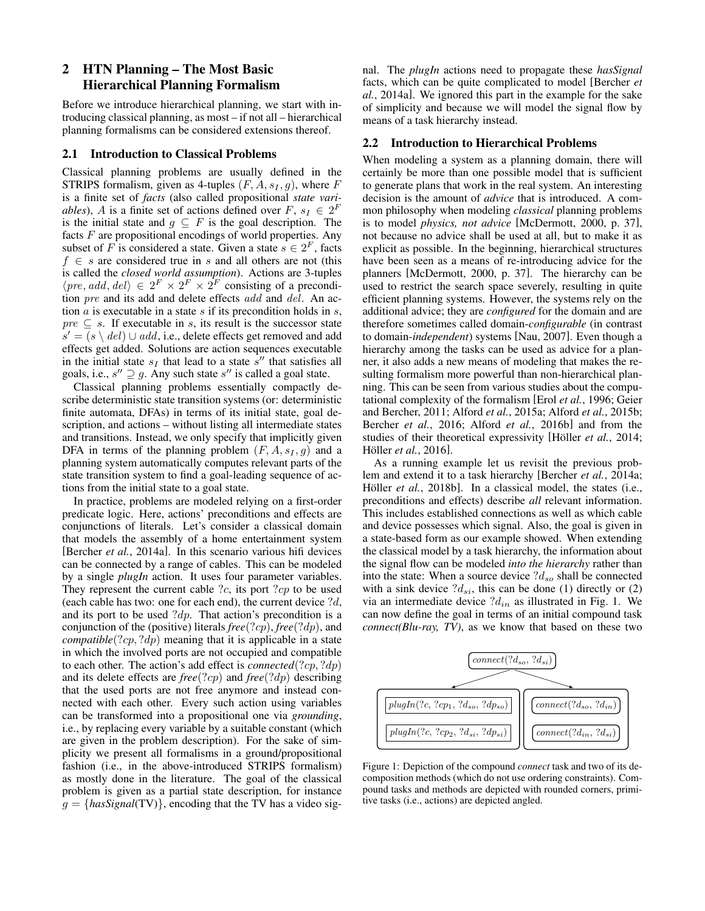## 2 HTN Planning – The Most Basic Hierarchical Planning Formalism

Before we introduce hierarchical planning, we start with introducing classical planning, as most – if not all – hierarchical planning formalisms can be considered extensions thereof.

### 2.1 Introduction to Classical Problems

Classical planning problems are usually defined in the STRIPS formalism, given as 4-tuples $(F, A, s_I, g)$, where $F$ is a finite set of *facts* (also called propositional *state variables*), $A$ is a finite set of actions defined over $F$, $s_I \in 2^F$ is the initial state and $g \subseteq F$ is the goal description. The facts $F$ are propositional encodings of world properties. Any subset of $F$ is considered a state. Given a state $s \in 2^F$, facts $f \in s$ are considered true in $s$ and all others are not (this is called the *closed world assumption*). Actions are 3-tuples $\langle pre, add, del \rangle \in 2^F \times 2^F \times 2^F$ consisting of a precondition $pre$ and its add and delete effects $add$ and $del$. An action $a$ is executable in a state $s$ if its precondition holds in $s$, $pre \subseteq s$. If executable in $s$, its result is the successor state $s' = (s \setminus del) \cup add$, i.e., delete effects get removed and add effects get added. Solutions are action sequences executable in the initial state $s_I$ that lead to a state $s''$ that satisfies all goals, i.e., $s'' \supseteq g$. Any such state $s''$ is called a goal state.

Classical planning problems essentially compactly describe deterministic state transition systems (or: deterministic finite automata, DFAs) in terms of its initial state, goal description, and actions – without listing all intermediate states and transitions. Instead, we only specify that implicitly given DFA in terms of the planning problem $(F, A, s_I, g)$ and a planning system automatically computes relevant parts of the state transition system to find a goal-leading sequence of actions from the initial state to a goal state.

In practice, problems are modeled relying on a first-order predicate logic. Here, actions' preconditions and effects are conjunctions of literals. Let's consider a classical domain that models the assembly of a home entertainment system [Bercher *et al.*, 2014a]. In this scenario various hifi devices can be connected by a range of cables. This can be modeled by a single *plugIn* action. It uses four parameter variables. They represent the current cable $?c$, its port $?cp$ to be used (each cable has two: one for each end), the current device $?d$, and its port to be used $?dp$. That action's precondition is a conjunction of the (positive) literals *free*($?cp$), *free*($?dp$), and *compatible*($?cp, ?dp$) meaning that it is applicable in a state in which the involved ports are not occupied and compatible to each other. The action's add effect is *connected*($?cp, ?dp$) and its delete effects are *free*($?cp$) and *free*($?dp$) describing that the used ports are not free anymore and instead connected with each other. Every such action using variables can be transformed into a propositional one via *grounding*, i.e., by replacing every variable by a suitable constant (which are given in the problem description). For the sake of simplicity we present all formalisms in a ground/propositional fashion (i.e., in the above-introduced STRIPS formalism) as mostly done in the literature. The goal of the classical problem is given as a partial state description, for instance $g = \{hasSignal(\text{TV})\}$, encoding that the TV has a video signal. The *plugIn* actions need to propagate these *hasSignal* facts, which can be quite complicated to model [Bercher *et al.*, 2014a]. We ignored this part in the example for the sake of simplicity and because we will model the signal flow by means of a task hierarchy instead.

### 2.2 Introduction to Hierarchical Problems

When modeling a system as a planning domain, there will certainly be more than one possible model that is sufficient to generate plans that work in the real system. An interesting decision is the amount of *advice* that is introduced. A common philosophy when modeling *classical* planning problems is to model *physics, not advice* [McDermott, 2000, p. 37], not because no advice shall be used at all, but to make it as explicit as possible. In the beginning, hierarchical structures have been seen as a means of re-introducing advice for the planners [McDermott, 2000, p. 37]. The hierarchy can be used to restrict the search space severely, resulting in quite efficient planning systems. However, the systems rely on the additional advice; they are *configured* for the domain and are therefore sometimes called domain-*configurable* (in contrast to domain-*independent*) systems [Nau, 2007]. Even though a hierarchy among the tasks can be used as advice for a planner, it also adds a new means of modeling that makes the resulting formalism more powerful than non-hierarchical planning. This can be seen from various studies about the computational complexity of the formalism [Erol *et al.*, 1996; Geier and Bercher, 2011; Alford *et al.*, 2015a; Alford *et al.*, 2015b; Bercher *et al.*, 2016; Alford *et al.*, 2016b] and from the studies of their theoretical expressivity [Höller *et al.*, 2014; Höller *et al.*, 2016].

As a running example let us revisit the previous problem and extend it to a task hierarchy [Bercher *et al.*, 2014a; Höller *et al.*, 2018b]. In a classical model, the states (i.e., preconditions and effects) describe *all* relevant information. This includes established connections as well as which cable and device possesses which signal. Also, the goal is given in a state-based form as our example showed. When extending the classical model by a task hierarchy, the information about the signal flow can be modeled *into the hierarchy* rather than into the state: When a source device $?d_{so}$ shall be connected with a sink device $?d_{si}$, this can be done (1) directly or (2) via an intermediate device $?d_{in}$ as illustrated in Fig. 1. We can now define the goal in terms of an initial compound task *connect(Blu-ray, TV)*, as we know that based on these two

*connect*($?d_{so}, ?d_{si}$)

*plugIn*($?c, ?cp_1, ?d_{so}, ?dp_{so}$) | *connect*($?d_{so}, ?d_{in}$)

*plugIn*($?c, ?cp_2, ?d_{si}, ?dp_{si}$) | *connect*($?d_{in}, ?d_{si}$)

Figure 1: Depiction of the compound *connect* task and two of its decomposition methods (which do not use ordering constraints). Compound tasks and methods are depicted with rounded corners, primitive tasks (i.e., actions) are depicted angled.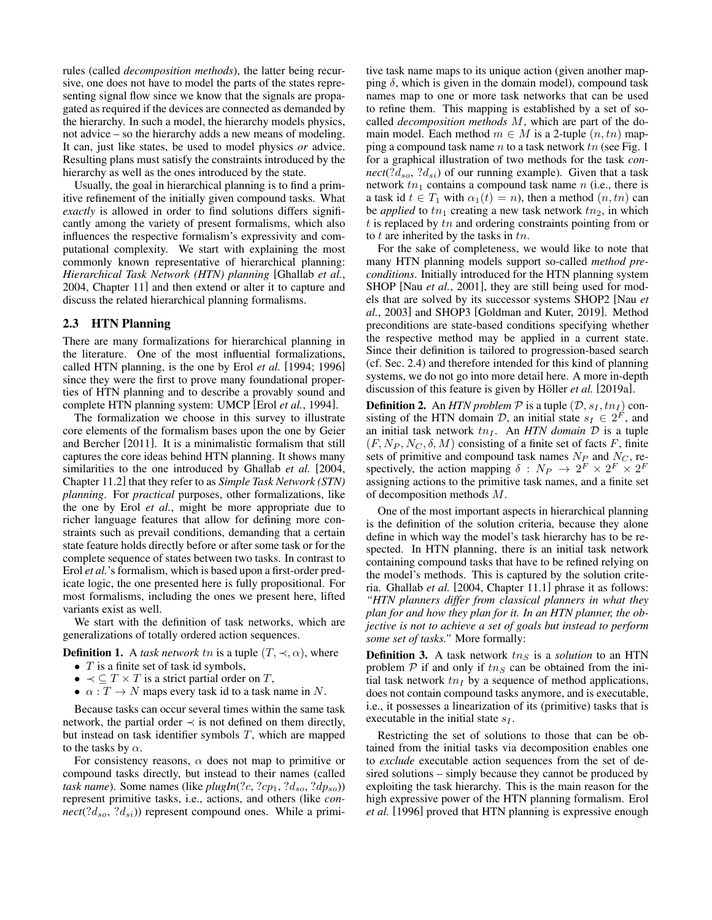rules (called *decomposition methods*), the latter being recursive, one does not have to model the parts of the states representing signal flow since we know that the signals are propagated as required if the devices are connected as demanded by the hierarchy. In such a model, the hierarchy models physics, not advice – so the hierarchy adds a new means of modeling. It can, just like states, be used to model physics *or* advice. Resulting plans must satisfy the constraints introduced by the hierarchy as well as the ones introduced by the state.

Usually, the goal in hierarchical planning is to find a primitive refinement of the initially given compound tasks. What *exactly* is allowed in order to find solutions differs significantly among the variety of present formalisms, which also influences the respective formalism's expressivity and computational complexity. We start with explaining the most commonly known representative of hierarchical planning: *Hierarchical Task Network (HTN) planning* [Ghallab *et al.*, 2004, Chapter 11] and then extend or alter it to capture and discuss the related hierarchical planning formalisms.

### 2.3 HTN Planning

There are many formalizations for hierarchical planning in the literature. One of the most influential formalizations, called HTN planning, is the one by Erol *et al.* [1994; 1996] since they were the first to prove many foundational properties of HTN planning and to describe a provably sound and complete HTN planning system: UMCP [Erol *et al.*, 1994].

The formalization we choose in this survey to illustrate core elements of the formalism bases upon the one by Geier and Bercher [2011]. It is a minimalistic formalism that still captures the core ideas behind HTN planning. It shows many similarities to the one introduced by Ghallab *et al.* [2004, Chapter 11.2] that they refer to as *Simple Task Network (STN) planning*. For *practical* purposes, other formalizations, like the one by Erol *et al.*, might be more appropriate due to richer language features that allow for defining more constraints such as prevail conditions, demanding that a certain state feature holds directly before or after some task or for the complete sequence of states between two tasks. In contrast to Erol *et al.*'s formalism, which is based upon a first-order predicate logic, the one presented here is fully propositional. For most formalisms, including the ones we present here, lifted variants exist as well.

We start with the definition of task networks, which are generalizations of totally ordered action sequences.

**Definition 1.** A *task network* $tn$ is a tuple $(T, \prec, \alpha)$, where

- $T$ is a finite set of task id symbols,
- $\prec \subseteq T \times T$ is a strict partial order on $T$,
- $\alpha : T \to N$ maps every task id to a task name in $N$.

Because tasks can occur several times within the same task network, the partial order $\prec$ is not defined on them directly, but instead on task identifier symbols $T$, which are mapped to the tasks by $\alpha$.

For consistency reasons, $\alpha$ does not map to primitive or compound tasks directly, but instead to their names (called *task name*). Some names (like *plugIn*$(?c, ?cp_1, ?d_{so}, ?dp_{so})$) represent primitive tasks, i.e., actions, and others (like *connect*$(?d_{so}, ?d_{si})$) represent compound ones. While a primitive task name maps to its unique action (given another mapping $\delta$, which is given in the domain model), compound task names map to one or more task networks that can be used to refine them. This mapping is established by a set of so-called *decomposition methods* $M$, which are part of the domain model. Each method $m \in M$ is a 2-tuple $(n, tn)$ mapping a compound task name $n$ to a task network $tn$ (see Fig. 1 for a graphical illustration of two methods for the task *connect*$(?d_{so}, ?d_{si})$ of our running example). Given that a task network $tn_1$ contains a compound task name $n$ (i.e., there is a task id $t \in T_1$ with $\alpha_1(t) = n$), then a method $(n, tn)$ can be *applied* to $tn_1$ creating a new task network $tn_2$, in which $t$ is replaced by $tn$ and ordering constraints pointing from or to $t$ are inherited by the tasks in $tn$.

For the sake of completeness, we would like to note that many HTN planning models support so-called *method preconditions*. Initially introduced for the HTN planning system SHOP [Nau *et al.*, 2001], they are still being used for models that are solved by its successor systems SHOP2 [Nau *et al.*, 2003] and SHOP3 [Goldman and Kuter, 2019]. Method preconditions are state-based conditions specifying whether the respective method may be applied in a current state. Since their definition is tailored to progression-based search (cf. Sec. 2.4) and therefore intended for this kind of planning systems, we do not go into more detail here. A more in-depth discussion of this feature is given by Höller *et al.* [2019a].

**Definition 2.** An *HTN problem* $\mathcal{P}$ is a tuple $(\mathcal{D}, s_I, tn_I)$ consisting of the HTN domain $\mathcal{D}$, an initial state $s_I \in 2^F$, and an initial task network $tn_I$. An *HTN domain* $\mathcal{D}$ is a tuple $(F, N_P, N_C, \delta, M)$ consisting of a finite set of facts $F$, finite sets of primitive and compound task names $N_P$ and $N_C$, respectively, the action mapping $\delta : N_P \to 2^F \times 2^F \times 2^F$ assigning actions to the primitive task names, and a finite set of decomposition methods $M$.

One of the most important aspects in hierarchical planning is the definition of the solution criteria, because they alone define in which way the model's task hierarchy has to be respected. In HTN planning, there is an initial task network containing compound tasks that have to be refined relying on the model's methods. This is captured by the solution criteria. Ghallab *et al.* [2004, Chapter 11.1] phrase it as follows: *"HTN planners differ from classical planners in what they plan for and how they plan for it. In an HTN planner, the objective is not to achieve a set of goals but instead to perform some set of tasks."* More formally:

**Definition 3.** A task network $tn_S$ is a *solution* to an HTN problem $\mathcal{P}$ if and only if $tn_S$ can be obtained from the initial task network $tn_I$ by a sequence of method applications, does not contain compound tasks anymore, and is executable, i.e., it possesses a linearization of its (primitive) tasks that is executable in the initial state $s_I$.

Restricting the set of solutions to those that can be obtained from the initial tasks via decomposition enables one to *exclude* executable action sequences from the set of desired solutions – simply because they cannot be produced by exploiting the task hierarchy. This is the main reason for the high expressive power of the HTN planning formalism. Erol *et al.* [1996] proved that HTN planning is expressive enough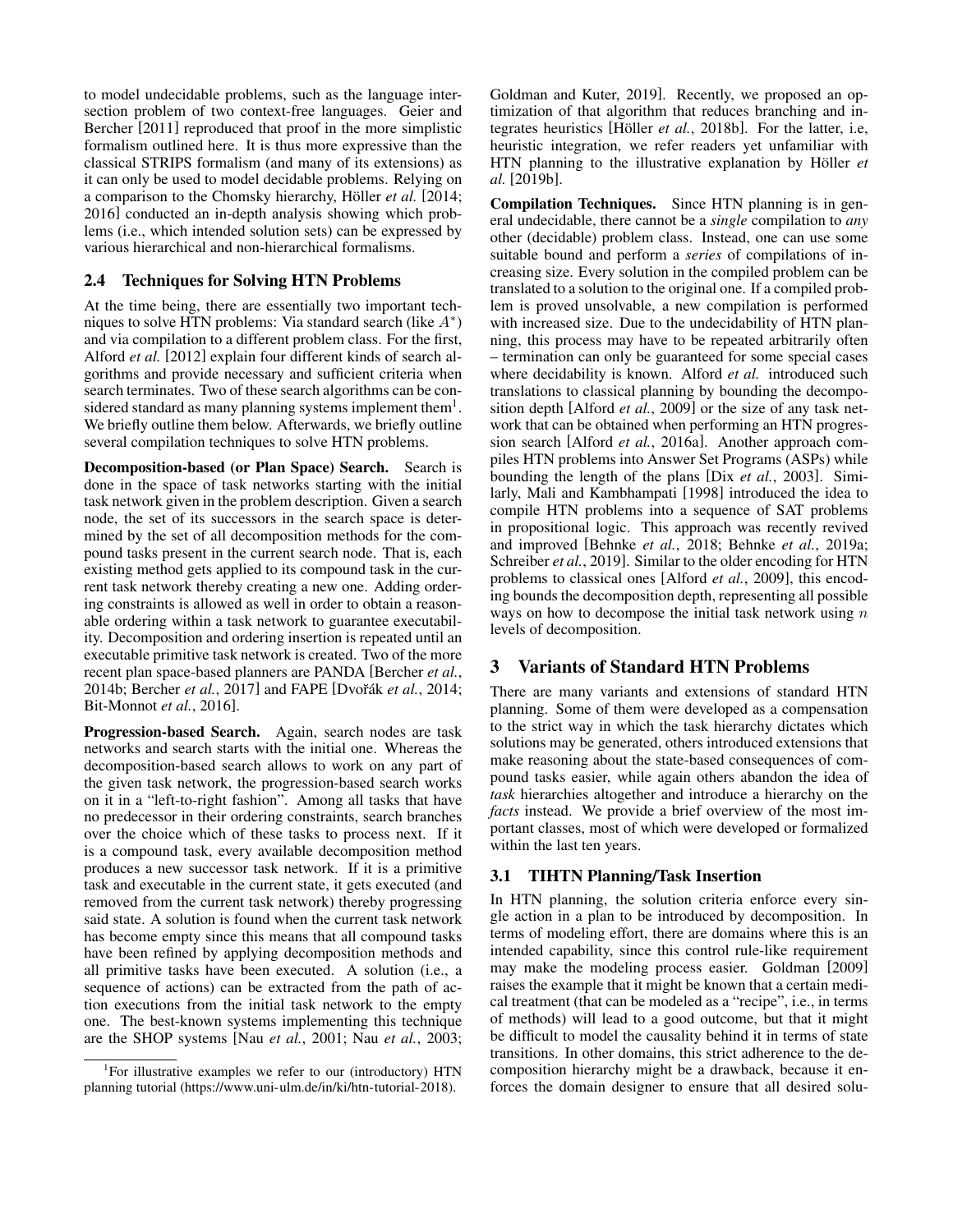to model undecidable problems, such as the language intersection problem of two context-free languages. Geier and Bercher [2011] reproduced that proof in the more simplistic formalism outlined here. It is thus more expressive than the classical STRIPS formalism (and many of its extensions) as it can only be used to model decidable problems. Relying on a comparison to the Chomsky hierarchy, Höller *et al.* [2014; 2016] conducted an in-depth analysis showing which problems (i.e., which intended solution sets) can be expressed by various hierarchical and non-hierarchical formalisms.

### 2.4 Techniques for Solving HTN Problems

At the time being, there are essentially two important techniques to solve HTN problems: Via standard search (like $A^*$) and via compilation to a different problem class. For the first, Alford *et al.* [2012] explain four different kinds of search algorithms and provide necessary and sufficient criteria when search terminates. Two of these search algorithms can be considered standard as many planning systems implement them[1]. We briefly outline them below. Afterwards, we briefly outline several compilation techniques to solve HTN problems.

**Decomposition-based (or Plan Space) Search.** Search is done in the space of task networks starting with the initial task network given in the problem description. Given a search node, the set of its successors in the search space is determined by the set of all decomposition methods for the compound tasks present in the current search node. That is, each existing method gets applied to its compound task in the current task network thereby creating a new one. Adding ordering constraints is allowed as well in order to obtain a reasonable ordering within a task network to guarantee executability. Decomposition and ordering insertion is repeated until an executable primitive task network is created. Two of the more recent plan space-based planners are PANDA [Bercher *et al.*, 2014b; Bercher *et al.*, 2017] and FAPE [Dvořák *et al.*, 2014; Bit-Monnot *et al.*, 2016].

**Progression-based Search.** Again, search nodes are task networks and search starts with the initial one. Whereas the decomposition-based search allows to work on any part of the given task network, the progression-based search works on it in a "left-to-right fashion". Among all tasks that have no predecessor in their ordering constraints, search branches over the choice which of these tasks to process next. If it is a compound task, every available decomposition method produces a new successor task network. If it is a primitive task and executable in the current state, it gets executed (and removed from the current task network) thereby progressing said state. A solution is found when the current task network has become empty since this means that all compound tasks have been refined by applying decomposition methods and all primitive tasks have been executed. A solution (i.e., a sequence of actions) can be extracted from the path of action executions from the initial task network to the empty one. The best-known systems implementing this technique are the SHOP systems [Nau *et al.*, 2001; Nau *et al.*, 2003; Goldman and Kuter, 2019]. Recently, we proposed an optimization of that algorithm that reduces branching and integrates heuristics [Höller *et al.*, 2018b]. For the latter, i.e, heuristic integration, we refer readers yet unfamiliar with HTN planning to the illustrative explanation by Höller *et al.* [2019b].

**Compilation Techniques.** Since HTN planning is in general undecidable, there cannot be a *single* compilation to *any* other (decidable) problem class. Instead, one can use some suitable bound and perform a *series* of compilations of increasing size. Every solution in the compiled problem can be translated to a solution to the original one. If a compiled problem is proved unsolvable, a new compilation is performed with increased size. Due to the undecidability of HTN planning, this process may have to be repeated arbitrarily often – termination can only be guaranteed for some special cases where decidability is known. Alford *et al.* introduced such translations to classical planning by bounding the decomposition depth [Alford *et al.*, 2009] or the size of any task network that can be obtained when performing an HTN progression search [Alford *et al.*, 2016a]. Another approach compiles HTN problems into Answer Set Programs (ASPs) while bounding the length of the plans [Dix *et al.*, 2003]. Similarly, Mali and Kambhampati [1998] introduced the idea to compile HTN problems into a sequence of SAT problems in propositional logic. This approach was recently revived and improved [Behnke *et al.*, 2018; Behnke *et al.*, 2019a; Schreiber *et al.*, 2019]. Similar to the older encoding for HTN problems to classical ones [Alford *et al.*, 2009], this encoding bounds the decomposition depth, representing all possible ways on how to decompose the initial task network using $n$ levels of decomposition.

## 3 Variants of Standard HTN Problems

There are many variants and extensions of standard HTN planning. Some of them were developed as a compensation to the strict way in which the task hierarchy dictates which solutions may be generated, others introduced extensions that make reasoning about the state-based consequences of compound tasks easier, while again others abandon the idea of *task* hierarchies altogether and introduce a hierarchy on the *facts* instead. We provide a brief overview of the most important classes, most of which were developed or formalized within the last ten years.

### 3.1 TIHTN Planning/Task Insertion

In HTN planning, the solution criteria enforce every single action in a plan to be introduced by decomposition. In terms of modeling effort, there are domains where this is an intended capability, since this control rule-like requirement may make the modeling process easier. Goldman [2009] raises the example that it might be known that a certain medical treatment (that can be modeled as a "recipe", i.e., in terms of methods) will lead to a good outcome, but that it might be difficult to model the causality behind it in terms of state transitions. In other domains, this strict adherence to the decomposition hierarchy might be a drawback, because it enforces the domain designer to ensure that all desired solu-

[1] For illustrative examples we refer to our (introductory) HTN planning tutorial (https://www.uni-ulm.de/in/ki/htn-tutorial-2018).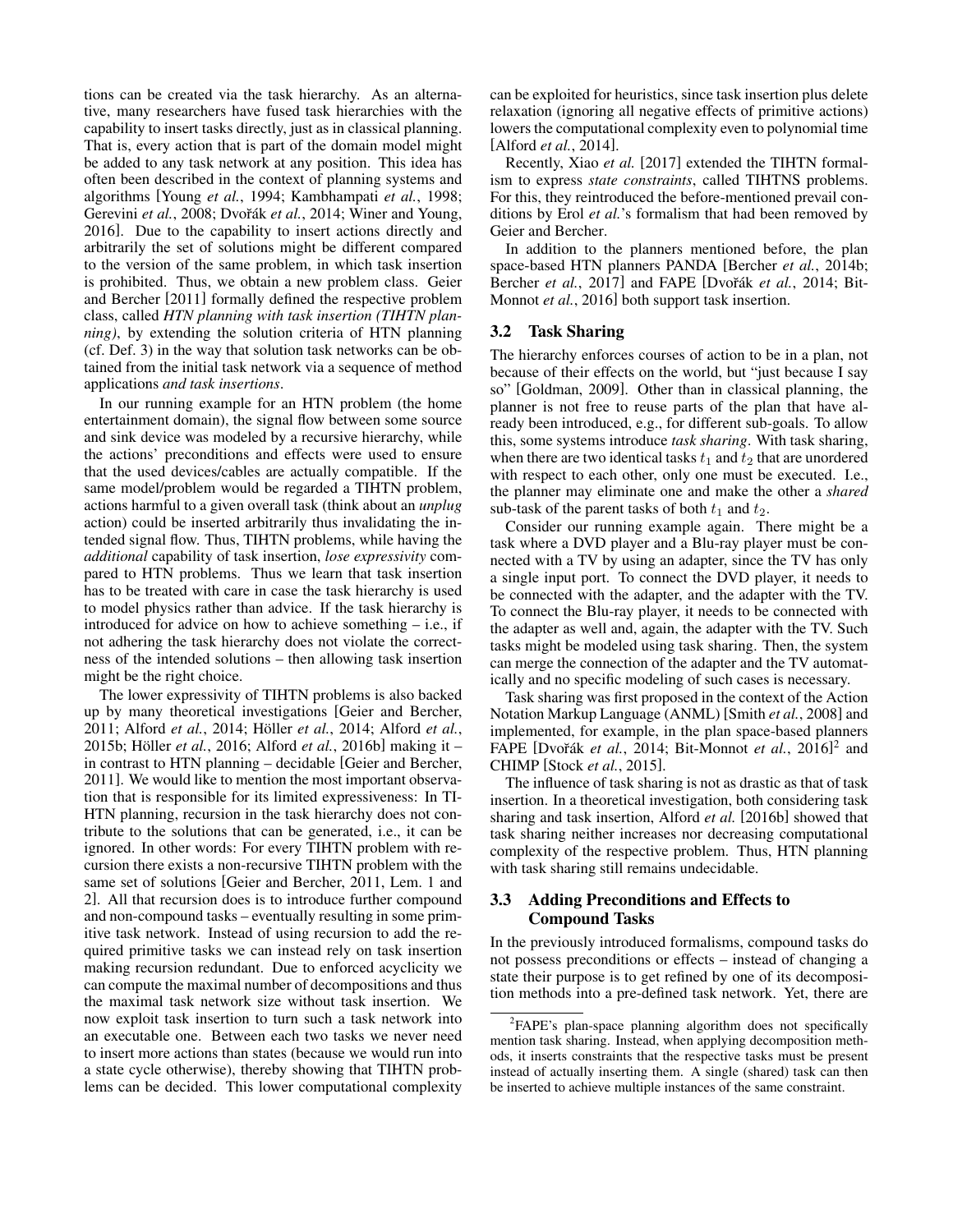tions can be created via the task hierarchy. As an alternative, many researchers have fused task hierarchies with the capability to insert tasks directly, just as in classical planning. That is, every action that is part of the domain model might be added to any task network at any position. This idea has often been described in the context of planning systems and algorithms [Young *et al.*, 1994; Kambhampati *et al.*, 1998; Gerevini *et al.*, 2008; Dvořák *et al.*, 2014; Winer and Young, 2016]. Due to the capability to insert actions directly and arbitrarily the set of solutions might be different compared to the version of the same problem, in which task insertion is prohibited. Thus, we obtain a new problem class. Geier and Bercher [2011] formally defined the respective problem class, called *HTN planning with task insertion (TIHTN planning)*, by extending the solution criteria of HTN planning (cf. Def. 3) in the way that solution task networks can be obtained from the initial task network via a sequence of method applications *and task insertions*.

In our running example for an HTN problem (the home entertainment domain), the signal flow between some source and sink device was modeled by a recursive hierarchy, while the actions' preconditions and effects were used to ensure that the used devices/cables are actually compatible. If the same model/problem would be regarded a TIHTN problem, actions harmful to a given overall task (think about an *unplug* action) could be inserted arbitrarily thus invalidating the intended signal flow. Thus, TIHTN problems, while having the *additional* capability of task insertion, *lose expressivity* compared to HTN problems. Thus we learn that task insertion has to be treated with care in case the task hierarchy is used to model physics rather than advice. If the task hierarchy is introduced for advice on how to achieve something – i.e., if not adhering the task hierarchy does not violate the correctness of the intended solutions – then allowing task insertion might be the right choice.

The lower expressivity of TIHTN problems is also backed up by many theoretical investigations [Geier and Bercher, 2011; Alford *et al.*, 2014; Höller *et al.*, 2014; Alford *et al.*, 2015b; Höller *et al.*, 2016; Alford *et al.*, 2016b] making it – in contrast to HTN planning – decidable [Geier and Bercher, 2011]. We would like to mention the most important observation that is responsible for its limited expressiveness: In TIHTN planning, recursion in the task hierarchy does not contribute to the solutions that can be generated, i.e., it can be ignored. In other words: For every TIHTN problem with recursion there exists a non-recursive TIHTN problem with the same set of solutions [Geier and Bercher, 2011, Lem. 1 and 2]. All that recursion does is to introduce further compound and non-compound tasks – eventually resulting in some primitive task network. Instead of using recursion to add the required primitive tasks we can instead rely on task insertion making recursion redundant. Due to enforced acyclicity we can compute the maximal number of decompositions and thus the maximal task network size without task insertion. We now exploit task insertion to turn such a task network into an executable one. Between each two tasks we never need to insert more actions than states (because we would run into a state cycle otherwise), thereby showing that TIHTN problems can be decided. This lower computational complexity can be exploited for heuristics, since task insertion plus delete relaxation (ignoring all negative effects of primitive actions) lowers the computational complexity even to polynomial time [Alford *et al.*, 2014].

Recently, Xiao *et al.* [2017] extended the TIHTN formalism to express *state constraints*, called TIHTNS problems. For this, they reintroduced the before-mentioned prevail conditions by Erol *et al.*'s formalism that had been removed by Geier and Bercher.

In addition to the planners mentioned before, the plan space-based HTN planners PANDA [Bercher *et al.*, 2014b; Bercher *et al.*, 2017] and FAPE [Dvořák *et al.*, 2014; Bit-Monnot *et al.*, 2016] both support task insertion.

## 3.2 Task Sharing

The hierarchy enforces courses of action to be in a plan, not because of their effects on the world, but "just because I say so" [Goldman, 2009]. Other than in classical planning, the planner is not free to reuse parts of the plan that have already been introduced, e.g., for different sub-goals. To allow this, some systems introduce *task sharing*. With task sharing, when there are two identical tasks $t_1$ and $t_2$ that are unordered with respect to each other, only one must be executed. I.e., the planner may eliminate one and make the other a *shared* sub-task of the parent tasks of both $t_1$ and $t_2$.

Consider our running example again. There might be a task where a DVD player and a Blu-ray player must be connected with a TV by using an adapter, since the TV has only a single input port. To connect the DVD player, it needs to be connected with the adapter, and the adapter with the TV. To connect the Blu-ray player, it needs to be connected with the adapter as well and, again, the adapter with the TV. Such tasks might be modeled using task sharing. Then, the system can merge the connection of the adapter and the TV automatically and no specific modeling of such cases is necessary.

Task sharing was first proposed in the context of the Action Notation Markup Language (ANML) [Smith *et al.*, 2008] and implemented, for example, in the plan space-based planners FAPE [Dvořák *et al.*, 2014; Bit-Monnot *et al.*, 2016][2] and CHIMP [Stock *et al.*, 2015].

The influence of task sharing is not as drastic as that of task insertion. In a theoretical investigation, both considering task sharing and task insertion, Alford *et al.* [2016b] showed that task sharing neither increases nor decreasing computational complexity of the respective problem. Thus, HTN planning with task sharing still remains undecidable.

## 3.3 Adding Preconditions and Effects to Compound Tasks

In the previously introduced formalisms, compound tasks do not possess preconditions or effects – instead of changing a state their purpose is to get refined by one of its decomposition methods into a pre-defined task network. Yet, there are

[2] FAPE's plan-space planning algorithm does not specifically mention task sharing. Instead, when applying decomposition methods, it inserts constraints that the respective tasks must be present instead of actually inserting them. A single (shared) task can then be inserted to achieve multiple instances of the same constraint.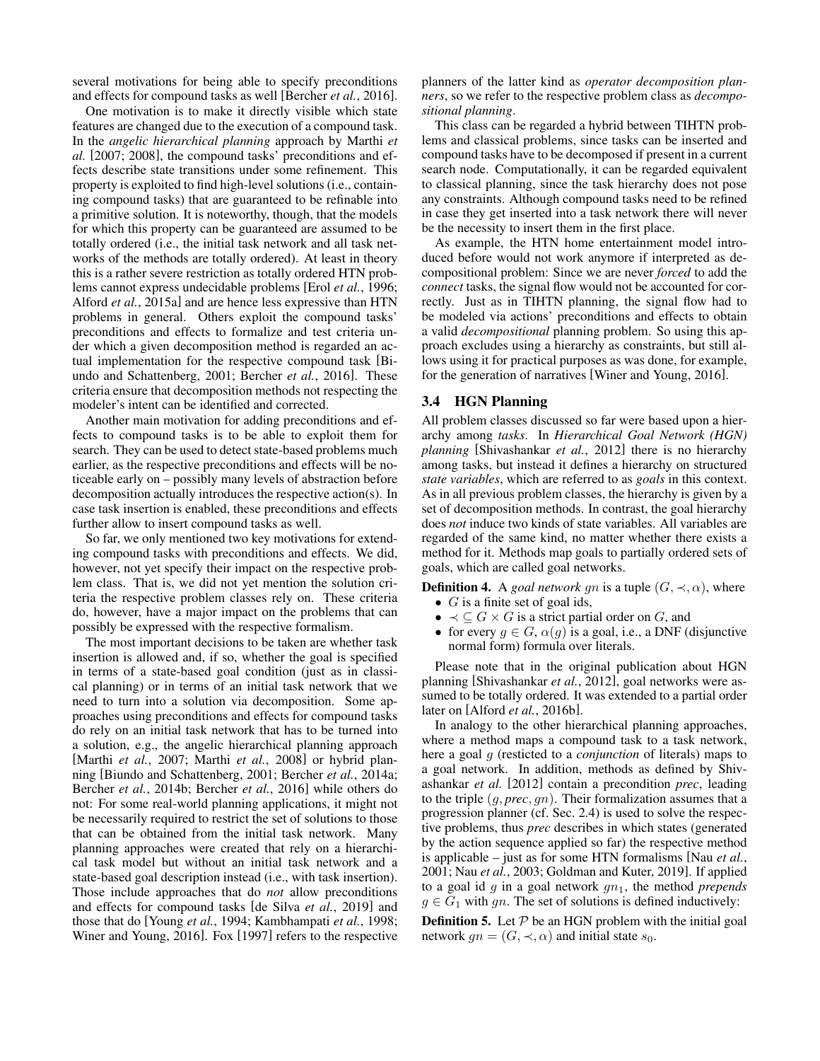several motivations for being able to specify preconditions and effects for compound tasks as well [Bercher *et al.*, 2016].

One motivation is to make it directly visible which state features are changed due to the execution of a compound task. In the *angelic hierarchical planning* approach by Marthi *et al.* [2007; 2008], the compound tasks' preconditions and effects describe state transitions under some refinement. This property is exploited to find high-level solutions (i.e., containing compound tasks) that are guaranteed to be refinable into a primitive solution. It is noteworthy, though, that the models for which this property can be guaranteed are assumed to be totally ordered (i.e., the initial task network and all task networks of the methods are totally ordered). At least in theory this is a rather severe restriction as totally ordered HTN problems cannot express undecidable problems [Erol *et al.*, 1996; Alford *et al.*, 2015a] and are hence less expressive than HTN problems in general. Others exploit the compound tasks' preconditions and effects to formalize and test criteria under which a given decomposition method is regarded an actual implementation for the respective compound task [Biundo and Schattenberg, 2001; Bercher *et al.*, 2016]. These criteria ensure that decomposition methods not respecting the modeler's intent can be identified and corrected.

Another main motivation for adding preconditions and effects to compound tasks is to be able to exploit them for search. They can be used to detect state-based problems much earlier, as the respective preconditions and effects will be noticeable early on – possibly many levels of abstraction before decomposition actually introduces the respective action(s). In case task insertion is enabled, these preconditions and effects further allow to insert compound tasks as well.

So far, we only mentioned two key motivations for extending compound tasks with preconditions and effects. We did, however, not yet specify their impact on the respective problem class. That is, we did not yet mention the solution criteria the respective problem classes rely on. These criteria do, however, have a major impact on the problems that can possibly be expressed with the respective formalism.

The most important decisions to be taken are whether task insertion is allowed and, if so, whether the goal is specified in terms of a state-based goal condition (just as in classical planning) or in terms of an initial task network that we need to turn into a solution via decomposition. Some approaches using preconditions and effects for compound tasks do rely on an initial task network that has to be turned into a solution, e.g., the angelic hierarchical planning approach [Marthi *et al.*, 2007; Marthi *et al.*, 2008] or hybrid planning [Biundo and Schattenberg, 2001; Bercher *et al.*, 2014a; Bercher *et al.*, 2014b; Bercher *et al.*, 2016] while others do not: For some real-world planning applications, it might not be necessarily required to restrict the set of solutions to those that can be obtained from the initial task network. Many planning approaches were created that rely on a hierarchical task model but without an initial task network and a state-based goal description instead (i.e., with task insertion). Those include approaches that do *not* allow preconditions and effects for compound tasks [de Silva *et al.*, 2019] and those that do [Young *et al.*, 1994; Kambhampati *et al.*, 1998; Winer and Young, 2016]. Fox [1997] refers to the respective planners of the latter kind as *operator decomposition planners*, so we refer to the respective problem class as *decompositional planning*.

This class can be regarded a hybrid between TIHTN problems and classical problems, since tasks can be inserted and compound tasks have to be decomposed if present in a current search node. Computationally, it can be regarded equivalent to classical planning, since the task hierarchy does not pose any constraints. Although compound tasks need to be refined in case they get inserted into a task network there will never be the necessity to insert them in the first place.

As example, the HTN home entertainment model introduced before would not work anymore if interpreted as decompositional problem: Since we are never *forced* to add the *connect* tasks, the signal flow would not be accounted for correctly. Just as in TIHTN planning, the signal flow had to be modeled via actions' preconditions and effects to obtain a valid *decompositional* planning problem. So using this approach excludes using a hierarchy as constraints, but still allows using it for practical purposes as was done, for example, for the generation of narratives [Winer and Young, 2016].

### 3.4 HGN Planning

All problem classes discussed so far were based upon a hierarchy among *tasks*. In *Hierarchical Goal Network (HGN) planning* [Shivashankar *et al.*, 2012] there is no hierarchy among tasks, but instead it defines a hierarchy on structured *state variables*, which are referred to as *goals* in this context. As in all previous problem classes, the hierarchy is given by a set of decomposition methods. In contrast, the goal hierarchy does *not* induce two kinds of state variables. All variables are regarded of the same kind, no matter whether there exists a method for it. Methods map goals to partially ordered sets of goals, which are called goal networks.

**Definition 4.** A *goal network* $gn$ is a tuple $(G, \prec, \alpha)$, where

- $G$ is a finite set of goal ids,
- $\prec \subseteq G \times G$ is a strict partial order on $G$, and
- for every $g \in G$, $\alpha(g)$ is a goal, i.e., a DNF (disjunctive normal form) formula over literals.

Please note that in the original publication about HGN planning [Shivashankar *et al.*, 2012], goal networks were assumed to be totally ordered. It was extended to a partial order later on [Alford *et al.*, 2016b].

In analogy to the other hierarchical planning approaches, where a method maps a compound task to a task network, here a goal $g$ (resticted to a *conjunction* of literals) maps to a goal network. In addition, methods as defined by Shivashankar *et al.* [2012] contain a precondition *prec*, leading to the triple $(g, prec, gn)$. Their formalization assumes that a progression planner (cf. Sec. 2.4) is used to solve the respective problems, thus *prec* describes in which states (generated by the action sequence applied so far) the respective method is applicable – just as for some HTN formalisms [Nau *et al.*, 2001; Nau *et al.*, 2003; Goldman and Kuter, 2019]. If applied to a goal id $g$ in a goal network $gn_1$, the method *prepends* $g \in G_1$ with $gn$. The set of solutions is defined inductively:

**Definition 5.** Let $\mathcal{P}$ be an HGN problem with the initial goal network $gn = (G, \prec, \alpha)$ and initial state $s_0$.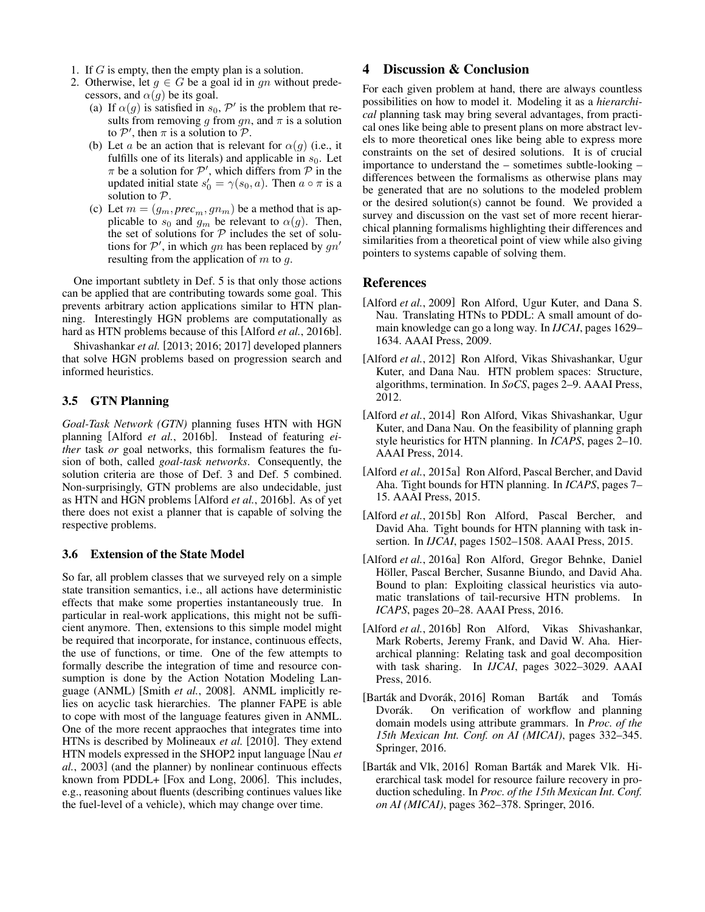1. If $G$ is empty, then the empty plan is a solution.
2. Otherwise, let $g \in G$ be a goal id in $gn$ without predecessors, and $\alpha(g)$ be its goal.
   (a) If $\alpha(g)$ is satisfied in $s_0$, $\mathcal{P}'$ is the problem that results from removing $g$ from $gn$, and $\pi$ is a solution to $\mathcal{P}'$, then $\pi$ is a solution to $\mathcal{P}$.
   (b) Let $a$ be an action that is relevant for $\alpha(g)$ (i.e., it fulfills one of its literals) and applicable in $s_0$. Let $\pi$ be a solution for $\mathcal{P}'$, which differs from $\mathcal{P}$ in the updated initial state $s'_0 = \gamma(s_0, a)$. Then $a \circ \pi$ is a solution to $\mathcal{P}$.
   (c) Let $m = (g_m, prec_m, gn_m)$ be a method that is applicable to $s_0$ and $g_m$ be relevant to $\alpha(g)$. Then, the set of solutions for $\mathcal{P}$ includes the set of solutions for $\mathcal{P}'$, in which $gn$ has been replaced by $gn'$ resulting from the application of $m$ to $g$.

One important subtlety in Def. 5 is that only those actions can be applied that are contributing towards some goal. This prevents arbitrary action applications similar to HTN planning. Interestingly HGN problems are computationally as hard as HTN problems because of this [Alford *et al.*, 2016b].

Shivashankar *et al.* [2013; 2016; 2017] developed planners that solve HGN problems based on progression search and informed heuristics.

### 3.5 GTN Planning

*Goal-Task Network (GTN)* planning fuses HTN with HGN planning [Alford *et al.*, 2016b]. Instead of featuring *either* task *or* goal networks, this formalism features the fusion of both, called *goal-task networks*. Consequently, the solution criteria are those of Def. 3 and Def. 5 combined. Non-surprisingly, GTN problems are also undecidable, just as HTN and HGN problems [Alford *et al.*, 2016b]. As of yet there does not exist a planner that is capable of solving the respective problems.

### 3.6 Extension of the State Model

So far, all problem classes that we surveyed rely on a simple state transition semantics, i.e., all actions have deterministic effects that make some properties instantaneously true. In particular in real-work applications, this might not be sufficient anymore. Then, extensions to this simple model might be required that incorporate, for instance, continuous effects, the use of functions, or time. One of the few attempts to formally describe the integration of time and resource consumption is done by the Action Notation Modeling Language (ANML) [Smith *et al.*, 2008]. ANML implicitly relies on acyclic task hierarchies. The planner FAPE is able to cope with most of the language features given in ANML. One of the more recent appraoches that integrates time into HTNs is described by Molineaux *et al.* [2010]. They extend HTN models expressed in the SHOP2 input language [Nau *et al.*, 2003] (and the planner) by nonlinear continuous effects known from PDDL+ [Fox and Long, 2006]. This includes, e.g., reasoning about fluents (describing continues values like the fuel-level of a vehicle), which may change over time.

## 4 Discussion & Conclusion

For each given problem at hand, there are always countless possibilities on how to model it. Modeling it as a *hierarchical* planning task may bring several advantages, from practical ones like being able to present plans on more abstract levels to more theoretical ones like being able to express more constraints on the set of desired solutions. It is of crucial importance to understand the – sometimes subtle-looking – differences between the formalisms as otherwise plans may be generated that are no solutions to the modeled problem or the desired solution(s) cannot be found. We provided a survey and discussion on the vast set of more recent hierarchical planning formalisms highlighting their differences and similarities from a theoretical point of view while also giving pointers to systems capable of solving them.

## References

[Alford *et al.*, 2009] Ron Alford, Ugur Kuter, and Dana S. Nau. Translating HTNs to PDDL: A small amount of domain knowledge can go a long way. In *IJCAI*, pages 1629–1634. AAAI Press, 2009.

[Alford *et al.*, 2012] Ron Alford, Vikas Shivashankar, Ugur Kuter, and Dana Nau. HTN problem spaces: Structure, algorithms, termination. In *SoCS*, pages 2–9. AAAI Press, 2012.

[Alford *et al.*, 2014] Ron Alford, Vikas Shivashankar, Ugur Kuter, and Dana Nau. On the feasibility of planning graph style heuristics for HTN planning. In *ICAPS*, pages 2–10. AAAI Press, 2014.

[Alford *et al.*, 2015a] Ron Alford, Pascal Bercher, and David Aha. Tight bounds for HTN planning. In *ICAPS*, pages 7–15. AAAI Press, 2015.

[Alford *et al.*, 2015b] Ron Alford, Pascal Bercher, and David Aha. Tight bounds for HTN planning with task insertion. In *IJCAI*, pages 1502–1508. AAAI Press, 2015.

[Alford *et al.*, 2016a] Ron Alford, Gregor Behnke, Daniel Höller, Pascal Bercher, Susanne Biundo, and David Aha. Bound to plan: Exploiting classical heuristics via automatic translations of tail-recursive HTN problems. In *ICAPS*, pages 20–28. AAAI Press, 2016.

[Alford *et al.*, 2016b] Ron Alford, Vikas Shivashankar, Mark Roberts, Jeremy Frank, and David W. Aha. Hierarchical planning: Relating task and goal decomposition with task sharing. In *IJCAI*, pages 3022–3029. AAAI Press, 2016.

[Barták and Dvorák, 2016] Roman Barták and Tomás Dvorák. On verification of workflow and planning domain models using attribute grammars. In *Proc. of the 15th Mexican Int. Conf. on AI (MICAI)*, pages 332–345. Springer, 2016.

[Barták and Vlk, 2016] Roman Barták and Marek Vlk. Hierarchical task model for resource failure recovery in production scheduling. In *Proc. of the 15th Mexican Int. Conf. on AI (MICAI)*, pages 362–378. Springer, 2016.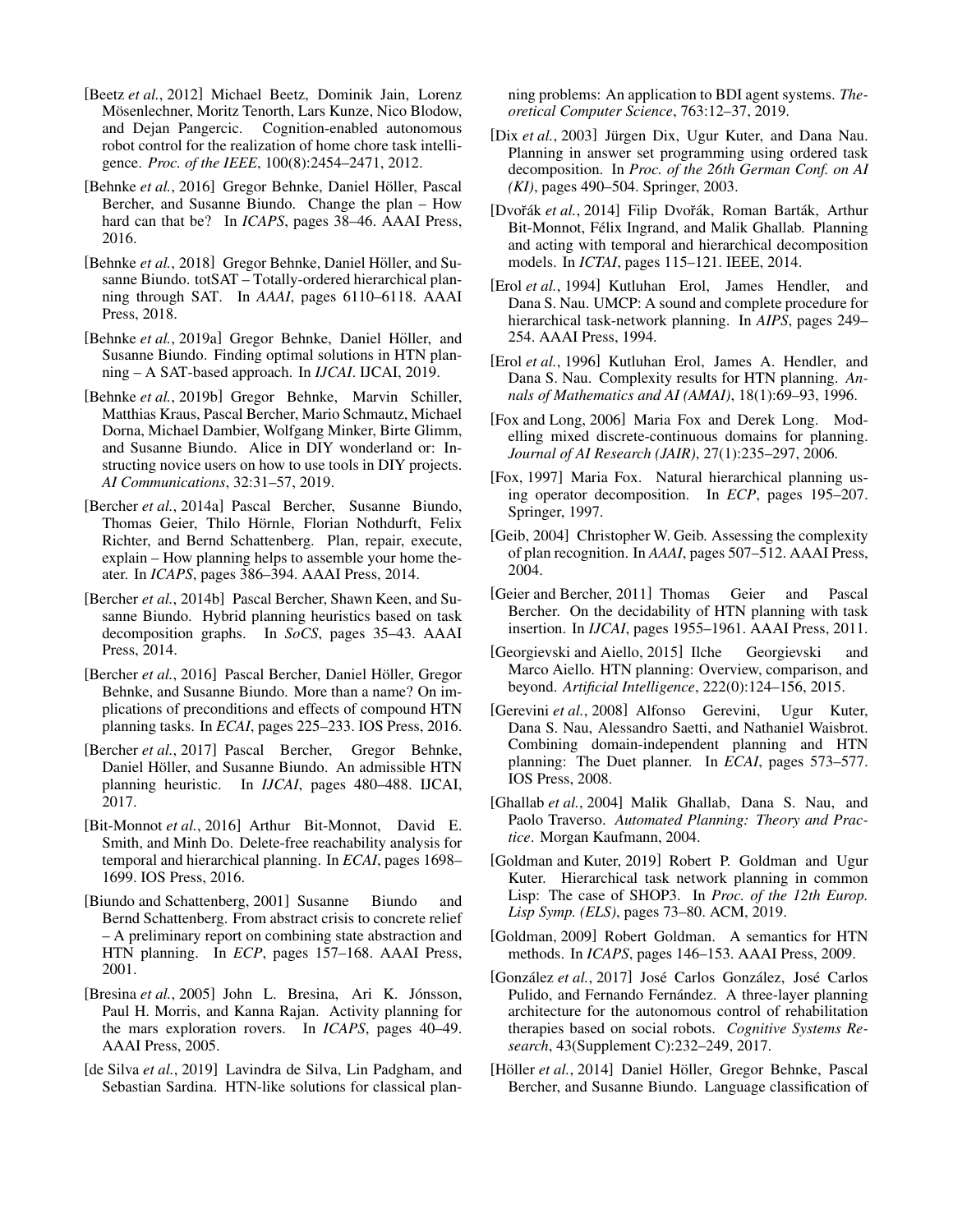[Beetz *et al.*, 2012] Michael Beetz, Dominik Jain, Lorenz Mösenlechner, Moritz Tenorth, Lars Kunze, Nico Blodow, and Dejan Pangercic. Cognition-enabled autonomous robot control for the realization of home chore task intelligence. *Proc. of the IEEE*, 100(8):2454–2471, 2012.

[Behnke *et al.*, 2016] Gregor Behnke, Daniel Höller, Pascal Bercher, and Susanne Biundo. Change the plan – How hard can that be? In *ICAPS*, pages 38–46. AAAI Press, 2016.

[Behnke *et al.*, 2018] Gregor Behnke, Daniel Höller, and Susanne Biundo. totSAT – Totally-ordered hierarchical planning through SAT. In *AAAI*, pages 6110–6118. AAAI Press, 2018.

[Behnke *et al.*, 2019a] Gregor Behnke, Daniel Höller, and Susanne Biundo. Finding optimal solutions in HTN planning – A SAT-based approach. In *IJCAI*. IJCAI, 2019.

[Behnke *et al.*, 2019b] Gregor Behnke, Marvin Schiller, Matthias Kraus, Pascal Bercher, Mario Schmautz, Michael Dorna, Michael Dambier, Wolfgang Minker, Birte Glimm, and Susanne Biundo. Alice in DIY wonderland or: Instructing novice users on how to use tools in DIY projects. *AI Communications*, 32:31–57, 2019.

[Bercher *et al.*, 2014a] Pascal Bercher, Susanne Biundo, Thomas Geier, Thilo Hörnle, Florian Nothdurft, Felix Richter, and Bernd Schattenberg. Plan, repair, execute, explain – How planning helps to assemble your home theater. In *ICAPS*, pages 386–394. AAAI Press, 2014.

[Bercher *et al.*, 2014b] Pascal Bercher, Shawn Keen, and Susanne Biundo. Hybrid planning heuristics based on task decomposition graphs. In *SoCS*, pages 35–43. AAAI Press, 2014.

[Bercher *et al.*, 2016] Pascal Bercher, Daniel Höller, Gregor Behnke, and Susanne Biundo. More than a name? On implications of preconditions and effects of compound HTN planning tasks. In *ECAI*, pages 225–233. IOS Press, 2016.

[Bercher *et al.*, 2017] Pascal Bercher, Gregor Behnke, Daniel Höller, and Susanne Biundo. An admissible HTN planning heuristic. In *IJCAI*, pages 480–488. IJCAI, 2017.

[Bit-Monnot *et al.*, 2016] Arthur Bit-Monnot, David E. Smith, and Minh Do. Delete-free reachability analysis for temporal and hierarchical planning. In *ECAI*, pages 1698–1699. IOS Press, 2016.

[Biundo and Schattenberg, 2001] Susanne Biundo and Bernd Schattenberg. From abstract crisis to concrete relief – A preliminary report on combining state abstraction and HTN planning. In *ECP*, pages 157–168. AAAI Press, 2001.

[Bresina *et al.*, 2005] John L. Bresina, Ari K. Jónsson, Paul H. Morris, and Kanna Rajan. Activity planning for the mars exploration rovers. In *ICAPS*, pages 40–49. AAAI Press, 2005.

[de Silva *et al.*, 2019] Lavindra de Silva, Lin Padgham, and Sebastian Sardina. HTN-like solutions for classical planning problems: An application to BDI agent systems. *Theoretical Computer Science*, 763:12–37, 2019.

[Dix *et al.*, 2003] Jürgen Dix, Ugur Kuter, and Dana Nau. Planning in answer set programming using ordered task decomposition. In *Proc. of the 26th German Conf. on AI (KI)*, pages 490–504. Springer, 2003.

[Dvořák *et al.*, 2014] Filip Dvořák, Roman Barták, Arthur Bit-Monnot, Félix Ingrand, and Malik Ghallab. Planning and acting with temporal and hierarchical decomposition models. In *ICTAI*, pages 115–121. IEEE, 2014.

[Erol *et al.*, 1994] Kutluhan Erol, James Hendler, and Dana S. Nau. UMCP: A sound and complete procedure for hierarchical task-network planning. In *AIPS*, pages 249–254. AAAI Press, 1994.

[Erol *et al.*, 1996] Kutluhan Erol, James A. Hendler, and Dana S. Nau. Complexity results for HTN planning. *Annals of Mathematics and AI (AMAI)*, 18(1):69–93, 1996.

[Fox and Long, 2006] Maria Fox and Derek Long. Modelling mixed discrete-continuous domains for planning. *Journal of AI Research (JAIR)*, 27(1):235–297, 2006.

[Fox, 1997] Maria Fox. Natural hierarchical planning using operator decomposition. In *ECP*, pages 195–207. Springer, 1997.

[Geib, 2004] Christopher W. Geib. Assessing the complexity of plan recognition. In *AAAI*, pages 507–512. AAAI Press, 2004.

[Geier and Bercher, 2011] Thomas Geier and Pascal Bercher. On the decidability of HTN planning with task insertion. In *IJCAI*, pages 1955–1961. AAAI Press, 2011.

[Georgievski and Aiello, 2015] Ilche Georgievski and Marco Aiello. HTN planning: Overview, comparison, and beyond. *Artificial Intelligence*, 222(0):124–156, 2015.

[Gerevini *et al.*, 2008] Alfonso Gerevini, Ugur Kuter, Dana S. Nau, Alessandro Saetti, and Nathaniel Waisbrot. Combining domain-independent planning and HTN planning: The Duet planner. In *ECAI*, pages 573–577. IOS Press, 2008.

[Ghallab *et al.*, 2004] Malik Ghallab, Dana S. Nau, and Paolo Traverso. *Automated Planning: Theory and Practice*. Morgan Kaufmann, 2004.

[Goldman and Kuter, 2019] Robert P. Goldman and Ugur Kuter. Hierarchical task network planning in common Lisp: The case of SHOP3. In *Proc. of the 12th Europ. Lisp Symp. (ELS)*, pages 73–80. ACM, 2019.

[Goldman, 2009] Robert Goldman. A semantics for HTN methods. In *ICAPS*, pages 146–153. AAAI Press, 2009.

[González *et al.*, 2017] José Carlos González, José Carlos Pulido, and Fernando Fernández. A three-layer planning architecture for the autonomous control of rehabilitation therapies based on social robots. *Cognitive Systems Research*, 43(Supplement C):232–249, 2017.

[Höller *et al.*, 2014] Daniel Höller, Gregor Behnke, Pascal Bercher, and Susanne Biundo. Language classification of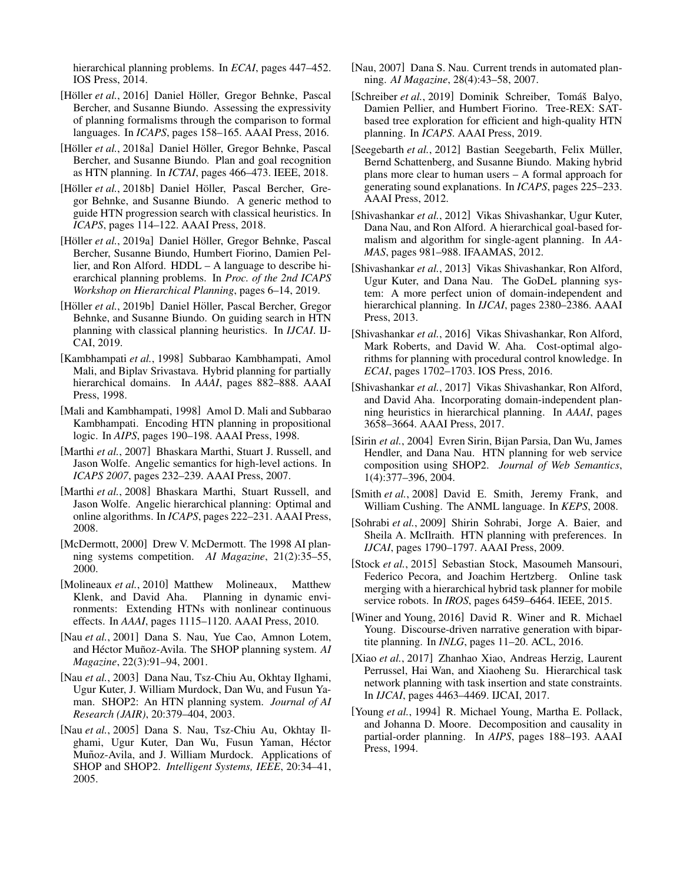hierarchical planning problems. In *ECAI*, pages 447–452. IOS Press, 2014.

[Höller *et al.*, 2016] Daniel Höller, Gregor Behnke, Pascal Bercher, and Susanne Biundo. Assessing the expressivity of planning formalisms through the comparison to formal languages. In *ICAPS*, pages 158–165. AAAI Press, 2016.

[Höller *et al.*, 2018a] Daniel Höller, Gregor Behnke, Pascal Bercher, and Susanne Biundo. Plan and goal recognition as HTN planning. In *ICTAI*, pages 466–473. IEEE, 2018.

[Höller *et al.*, 2018b] Daniel Höller, Pascal Bercher, Gregor Behnke, and Susanne Biundo. A generic method to guide HTN progression search with classical heuristics. In *ICAPS*, pages 114–122. AAAI Press, 2018.

[Höller *et al.*, 2019a] Daniel Höller, Gregor Behnke, Pascal Bercher, Susanne Biundo, Humbert Fiorino, Damien Pellier, and Ron Alford. HDDL – A language to describe hierarchical planning problems. In *Proc. of the 2nd ICAPS Workshop on Hierarchical Planning*, pages 6–14, 2019.

[Höller *et al.*, 2019b] Daniel Höller, Pascal Bercher, Gregor Behnke, and Susanne Biundo. On guiding search in HTN planning with classical planning heuristics. In *IJCAI*. IJCAI, 2019.

[Kambhampati *et al.*, 1998] Subbarao Kambhampati, Amol Mali, and Biplav Srivastava. Hybrid planning for partially hierarchical domains. In *AAAI*, pages 882–888. AAAI Press, 1998.

[Mali and Kambhampati, 1998] Amol D. Mali and Subbarao Kambhampati. Encoding HTN planning in propositional logic. In *AIPS*, pages 190–198. AAAI Press, 1998.

[Marthi *et al.*, 2007] Bhaskara Marthi, Stuart J. Russell, and Jason Wolfe. Angelic semantics for high-level actions. In *ICAPS 2007*, pages 232–239. AAAI Press, 2007.

[Marthi *et al.*, 2008] Bhaskara Marthi, Stuart Russell, and Jason Wolfe. Angelic hierarchical planning: Optimal and online algorithms. In *ICAPS*, pages 222–231. AAAI Press, 2008.

[McDermott, 2000] Drew V. McDermott. The 1998 AI planning systems competition. *AI Magazine*, 21(2):35–55, 2000.

[Molineaux *et al.*, 2010] Matthew Molineaux, Matthew Klenk, and David Aha. Planning in dynamic environments: Extending HTNs with nonlinear continuous effects. In *AAAI*, pages 1115–1120. AAAI Press, 2010.

[Nau *et al.*, 2001] Dana S. Nau, Yue Cao, Amnon Lotem, and Héctor Muñoz-Avila. The SHOP planning system. *AI Magazine*, 22(3):91–94, 2001.

[Nau *et al.*, 2003] Dana Nau, Tsz-Chiu Au, Okhtay Ilghami, Ugur Kuter, J. William Murdock, Dan Wu, and Fusun Yaman. SHOP2: An HTN planning system. *Journal of AI Research (JAIR)*, 20:379–404, 2003.

[Nau *et al.*, 2005] Dana S. Nau, Tsz-Chiu Au, Okhtay Ilghami, Ugur Kuter, Dan Wu, Fusun Yaman, Héctor Muñoz-Avila, and J. William Murdock. Applications of SHOP and SHOP2. *Intelligent Systems, IEEE*, 20:34–41, 2005.

[Nau, 2007] Dana S. Nau. Current trends in automated planning. *AI Magazine*, 28(4):43–58, 2007.

[Schreiber *et al.*, 2019] Dominik Schreiber, Tomáš Balyo, Damien Pellier, and Humbert Fiorino. Tree-REX: SAT-based tree exploration for efficient and high-quality HTN planning. In *ICAPS*. AAAI Press, 2019.

[Seegebarth *et al.*, 2012] Bastian Seegebarth, Felix Müller, Bernd Schattenberg, and Susanne Biundo. Making hybrid plans more clear to human users – A formal approach for generating sound explanations. In *ICAPS*, pages 225–233. AAAI Press, 2012.

[Shivashankar *et al.*, 2012] Vikas Shivashankar, Ugur Kuter, Dana Nau, and Ron Alford. A hierarchical goal-based formalism and algorithm for single-agent planning. In *AAMAS*, pages 981–988. IFAAMAS, 2012.

[Shivashankar *et al.*, 2013] Vikas Shivashankar, Ron Alford, Ugur Kuter, and Dana Nau. The GoDeL planning system: A more perfect union of domain-independent and hierarchical planning. In *IJCAI*, pages 2380–2386. AAAI Press, 2013.

[Shivashankar *et al.*, 2016] Vikas Shivashankar, Ron Alford, Mark Roberts, and David W. Aha. Cost-optimal algorithms for planning with procedural control knowledge. In *ECAI*, pages 1702–1703. IOS Press, 2016.

[Shivashankar *et al.*, 2017] Vikas Shivashankar, Ron Alford, and David Aha. Incorporating domain-independent planning heuristics in hierarchical planning. In *AAAI*, pages 3658–3664. AAAI Press, 2017.

[Sirin *et al.*, 2004] Evren Sirin, Bijan Parsia, Dan Wu, James Hendler, and Dana Nau. HTN planning for web service composition using SHOP2. *Journal of Web Semantics*, 1(4):377–396, 2004.

[Smith *et al.*, 2008] David E. Smith, Jeremy Frank, and William Cushing. The ANML language. In *KEPS*, 2008.

[Sohrabi *et al.*, 2009] Shirin Sohrabi, Jorge A. Baier, and Sheila A. McIlraith. HTN planning with preferences. In *IJCAI*, pages 1790–1797. AAAI Press, 2009.

[Stock *et al.*, 2015] Sebastian Stock, Masoumeh Mansouri, Federico Pecora, and Joachim Hertzberg. Online task merging with a hierarchical hybrid task planner for mobile service robots. In *IROS*, pages 6459–6464. IEEE, 2015.

[Winer and Young, 2016] David R. Winer and R. Michael Young. Discourse-driven narrative generation with bipartite planning. In *INLG*, pages 11–20. ACL, 2016.

[Xiao *et al.*, 2017] Zhanhao Xiao, Andreas Herzig, Laurent Perrussel, Hai Wan, and Xiaoheng Su. Hierarchical task network planning with task insertion and state constraints. In *IJCAI*, pages 4463–4469. IJCAI, 2017.

[Young *et al.*, 1994] R. Michael Young, Martha E. Pollack, and Johanna D. Moore. Decomposition and causality in partial-order planning. In *AIPS*, pages 188–193. AAAI Press, 1994.